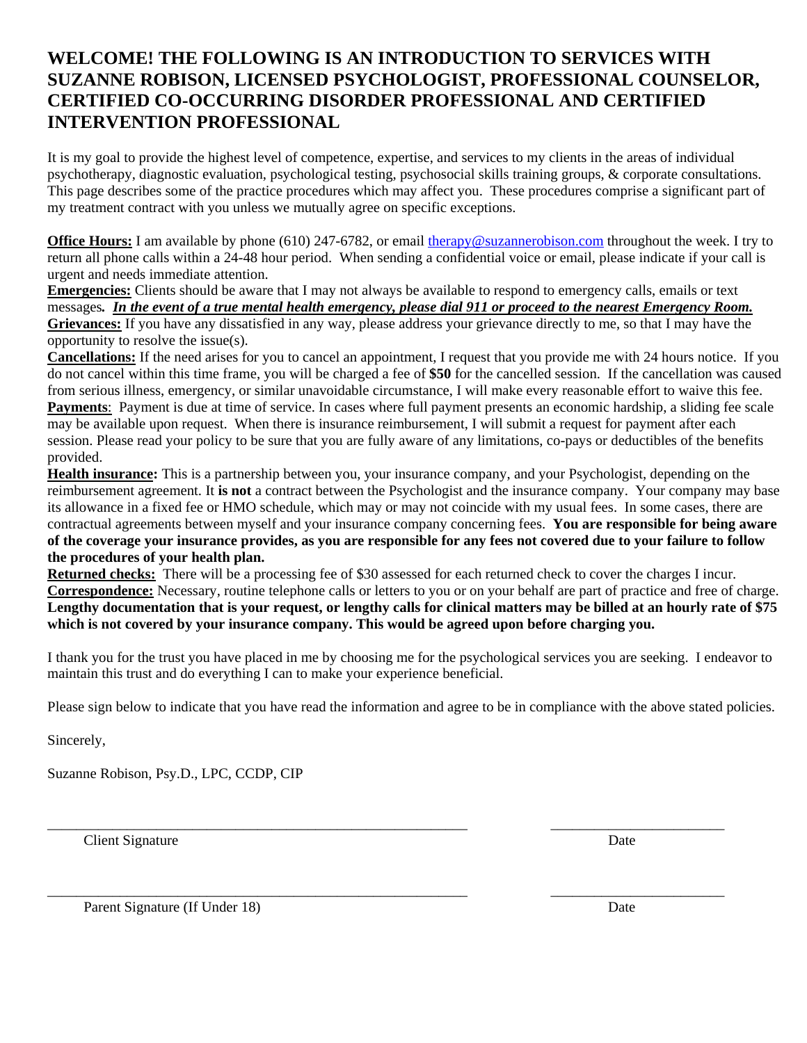# WELCOME! THE FOLLOWING IS AN INTRODUCTION TO SERVICES WITH SUZANNE ROBISON, LICENSED PSYCHOLOGIST, PROFESSIONAL COUNSELOR, CERTIFIED CO-OCCURRING DISORDER PROFESSIONAL AND CERTIFIED INTERVENTION PROFESSIONAL

It is my goal to provide the highest level of competence, expertise, and services to my clients in the areas of individual psychotherapy, diagnostic evaluation, psychological testing, psychosocial skills training groups, & corporate consultations. This page describes some of the practice procedures which may affect you. These procedures comprise a significant part of my treatment contract with you unless we mutually agree on specific exceptions.

**Office Hours:** I am available by phone (610) 247-6782, or email therapy@suzannerobison.com throughout the week. I try to return all phone calls within a 24-48 hour period. When sending a confidential voice or email, please indicate if your call is urgent and needs immediate attention.

**Emergencies:** Clients should be aware that I may not always be available to respond to emergency calls, emails or text messages**.** ***In the event of a true mental health emergency, please dial 911 or proceed to the nearest Emergency Room.***

**Grievances:** If you have any dissatisfied in any way, please address your grievance directly to me, so that I may have the opportunity to resolve the issue(s).

**Cancellations:** If the need arises for you to cancel an appointment, I request that you provide me with 24 hours notice. If you do not cancel within this time frame, you will be charged a fee of **$50** for the cancelled session. If the cancellation was caused from serious illness, emergency, or similar unavoidable circumstance, I will make every reasonable effort to waive this fee.

**Payments**: Payment is due at time of service. In cases where full payment presents an economic hardship, a sliding fee scale may be available upon request. When there is insurance reimbursement, I will submit a request for payment after each session. Please read your policy to be sure that you are fully aware of any limitations, co-pays or deductibles of the benefits provided.

**Health insurance:** This is a partnership between you, your insurance company, and your Psychologist, depending on the reimbursement agreement. It **is not** a contract between the Psychologist and the insurance company. Your company may base its allowance in a fixed fee or HMO schedule, which may or may not coincide with my usual fees. In some cases, there are contractual agreements between myself and your insurance company concerning fees. **You are responsible for being aware of the coverage your insurance provides, as you are responsible for any fees not covered due to your failure to follow the procedures of your health plan.**

**Returned checks:** There will be a processing fee of $30 assessed for each returned check to cover the charges I incur.

**Correspondence:** Necessary, routine telephone calls or letters to you or on your behalf are part of practice and free of charge. **Lengthy documentation that is your request, or lengthy calls for clinical matters may be billed at an hourly rate of $75 which is not covered by your insurance company. This would be agreed upon before charging you.**

I thank you for the trust you have placed in me by choosing me for the psychological services you are seeking. I endeavor to maintain this trust and do everything I can to make your experience beneficial.

Please sign below to indicate that you have read the information and agree to be in compliance with the above stated policies.

Sincerely,

Suzanne Robison, Psy.D., LPC, CCDP, CIP

_____________________________________________ &nbsp;&nbsp;&nbsp;&nbsp; ____________________

Client Signature &nbsp;&nbsp;&nbsp;&nbsp; Date

_____________________________________________ &nbsp;&nbsp;&nbsp;&nbsp; ____________________

Parent Signature (If Under 18) &nbsp;&nbsp;&nbsp;&nbsp; Date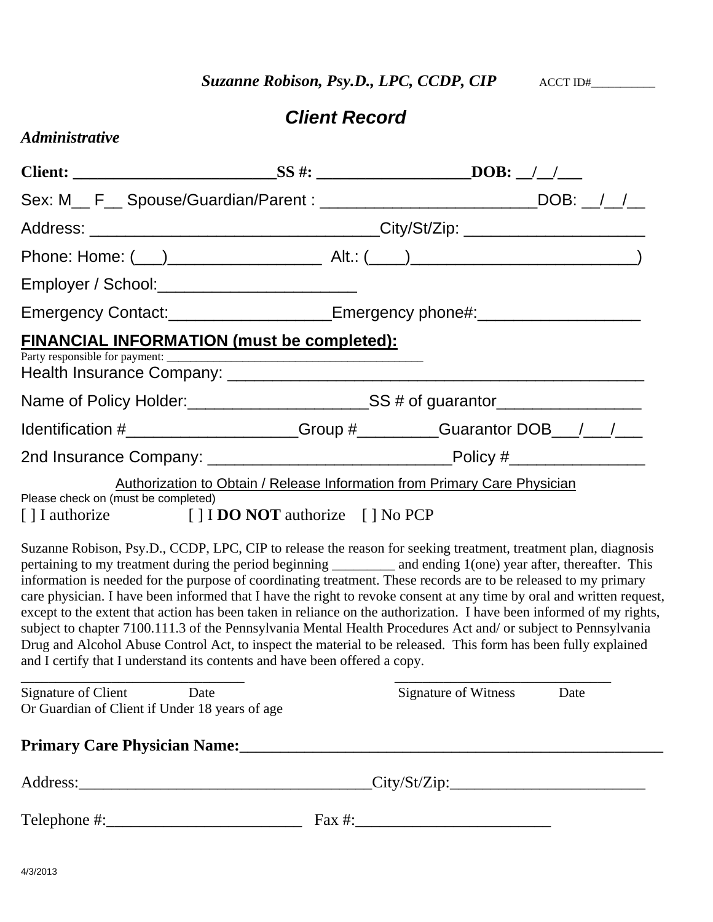***Suzanne Robison, Psy.D., LPC, CCDP, CIP*** ACCT ID#___________

## *Client Record*

***Administrative***

**Client: _________________________SS #: ___________________DOB: __/__/___**

Sex: M__ F__ Spouse/Guardian/Parent : ________________________DOB: __/__/__

Address: ________________________________City/St/Zip: ____________________

Phone: Home: (___)_________________ Alt.: (____)_________________________)

Employer / School:______________________

Emergency Contact:_________________Emergency phone#:_________________

**FINANCIAL INFORMATION (must be completed):**

Party responsible for payment: _____________________________________________

Health Insurance Company: _______________________________________________

Name of Policy Holder:____________________SS # of guarantor________________

Identification #__________________Group #_________Guarantor DOB___/___/___

2nd Insurance Company: ___________________________Policy #_______________

Authorization to Obtain / Release Information from Primary Care Physician

Please check on (must be completed)

[ ] I authorize [ ] I **DO NOT** authorize [ ] No PCP

Suzanne Robison, Psy.D., CCDP, LPC, CIP to release the reason for seeking treatment, treatment plan, diagnosis pertaining to my treatment during the period beginning _________ and ending 1(one) year after, thereafter. This information is needed for the purpose of coordinating treatment. These records are to be released to my primary care physician. I have been informed that I have the right to revoke consent at any time by oral and written request, except to the extent that action has been taken in reliance on the authorization. I have been informed of my rights, subject to chapter 7100.111.3 of the Pennsylvania Mental Health Procedures Act and/ or subject to Pennsylvania Drug and Alcohol Abuse Control Act, to inspect the material to be released. This form has been fully explained and I certify that I understand its contents and have been offered a copy.

_______________________________ _______________________________

Signature of Client Date Signature of Witness Date

Or Guardian of Client if Under 18 years of age

**Primary Care Physician Name:_______________________________________________**

Address:___________________________________City/St/Zip:________________________

Telephone #:________________________ Fax #:________________________

4/3/2013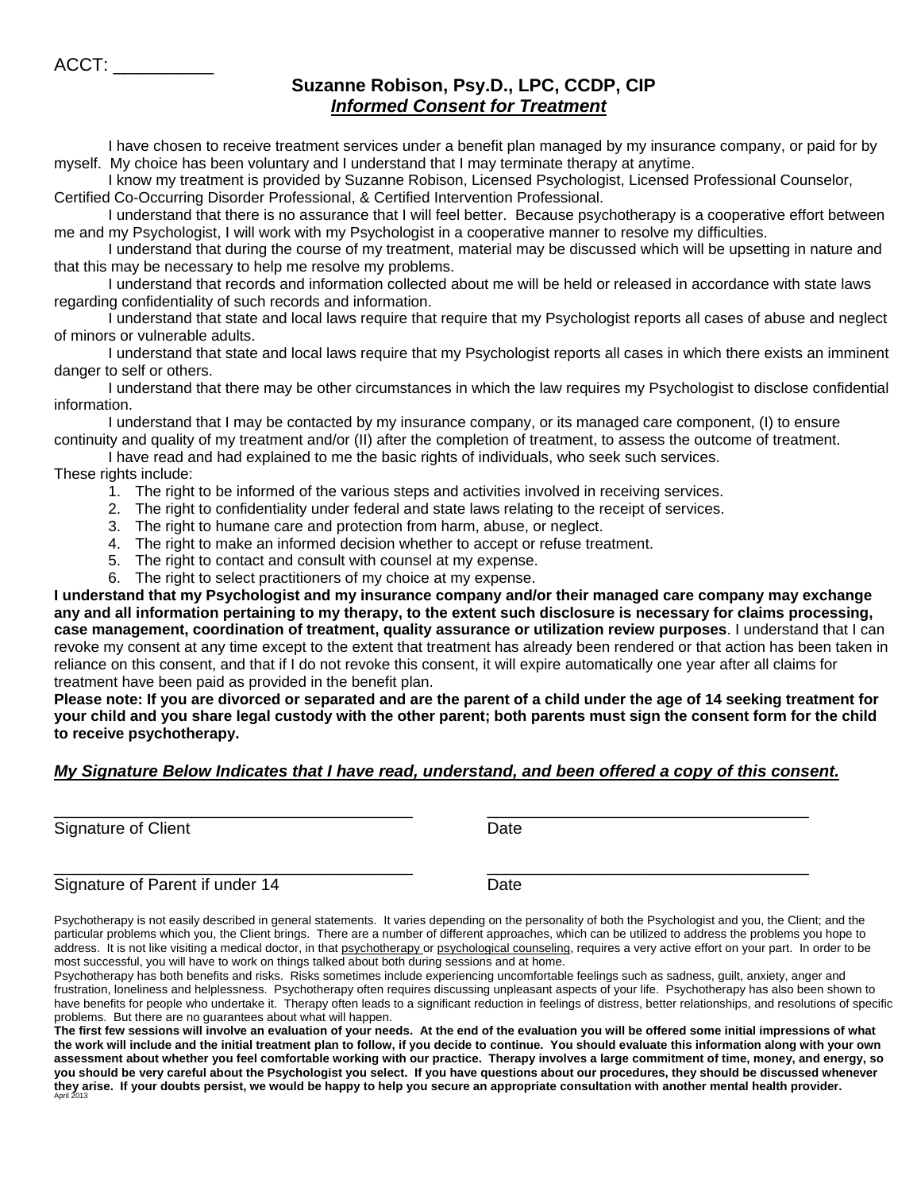ACCT: __________

## Suzanne Robison, Psy.D., LPC, CCDP, CIP

### ***Informed Consent for Treatment***

I have chosen to receive treatment services under a benefit plan managed by my insurance company, or paid for by myself. My choice has been voluntary and I understand that I may terminate therapy at anytime.

I know my treatment is provided by Suzanne Robison, Licensed Psychologist, Licensed Professional Counselor, Certified Co-Occurring Disorder Professional, & Certified Intervention Professional.

I understand that there is no assurance that I will feel better. Because psychotherapy is a cooperative effort between me and my Psychologist, I will work with my Psychologist in a cooperative manner to resolve my difficulties.

I understand that during the course of my treatment, material may be discussed which will be upsetting in nature and that this may be necessary to help me resolve my problems.

I understand that records and information collected about me will be held or released in accordance with state laws regarding confidentiality of such records and information.

I understand that state and local laws require that require that my Psychologist reports all cases of abuse and neglect of minors or vulnerable adults.

I understand that state and local laws require that my Psychologist reports all cases in which there exists an imminent danger to self or others.

I understand that there may be other circumstances in which the law requires my Psychologist to disclose confidential information.

I understand that I may be contacted by my insurance company, or its managed care component, (I) to ensure continuity and quality of my treatment and/or (II) after the completion of treatment, to assess the outcome of treatment.

I have read and had explained to me the basic rights of individuals, who seek such services.

These rights include:

1. The right to be informed of the various steps and activities involved in receiving services.
2. The right to confidentiality under federal and state laws relating to the receipt of services.
3. The right to humane care and protection from harm, abuse, or neglect.
4. The right to make an informed decision whether to accept or refuse treatment.
5. The right to contact and consult with counsel at my expense.
6. The right to select practitioners of my choice at my expense.

**I understand that my Psychologist and my insurance company and/or their managed care company may exchange any and all information pertaining to my therapy, to the extent such disclosure is necessary for claims processing, case management, coordination of treatment, quality assurance or utilization review purposes**. I understand that I can revoke my consent at any time except to the extent that treatment has already been rendered or that action has been taken in reliance on this consent, and that if I do not revoke this consent, it will expire automatically one year after all claims for treatment have been paid as provided in the benefit plan.

**Please note: If you are divorced or separated and are the parent of a child under the age of 14 seeking treatment for your child and you share legal custody with the other parent; both parents must sign the consent form for the child to receive psychotherapy.**

***My Signature Below Indicates that I have read, understand, and been offered a copy of this consent.***

_______________________________________ &nbsp;&nbsp;&nbsp;&nbsp; ___________________________________

Signature of Client &nbsp;&nbsp;&nbsp;&nbsp; Date

_______________________________________ &nbsp;&nbsp;&nbsp;&nbsp; ___________________________________

Signature of Parent if under 14 &nbsp;&nbsp;&nbsp;&nbsp; Date

Psychotherapy is not easily described in general statements. It varies depending on the personality of both the Psychologist and you, the Client; and the particular problems which you, the Client brings. There are a number of different approaches, which can be utilized to address the problems you hope to address. It is not like visiting a medical doctor, in that psychotherapy or psychological counseling, requires a very active effort on your part. In order to be most successful, you will have to work on things talked about both during sessions and at home.

Psychotherapy has both benefits and risks. Risks sometimes include experiencing uncomfortable feelings such as sadness, guilt, anxiety, anger and frustration, loneliness and helplessness. Psychotherapy often requires discussing unpleasant aspects of your life. Psychotherapy has also been shown to have benefits for people who undertake it. Therapy often leads to a significant reduction in feelings of distress, better relationships, and resolutions of specific problems. But there are no guarantees about what will happen.

**The first few sessions will involve an evaluation of your needs. At the end of the evaluation you will be offered some initial impressions of what the work will include and the initial treatment plan to follow, if you decide to continue. You should evaluate this information along with your own assessment about whether you feel comfortable working with our practice. Therapy involves a large commitment of time, money, and energy, so you should be very careful about the Psychologist you select. If you have questions about our procedures, they should be discussed whenever they arise. If your doubts persist, we would be happy to help you secure an appropriate consultation with another mental health provider.**

April 2013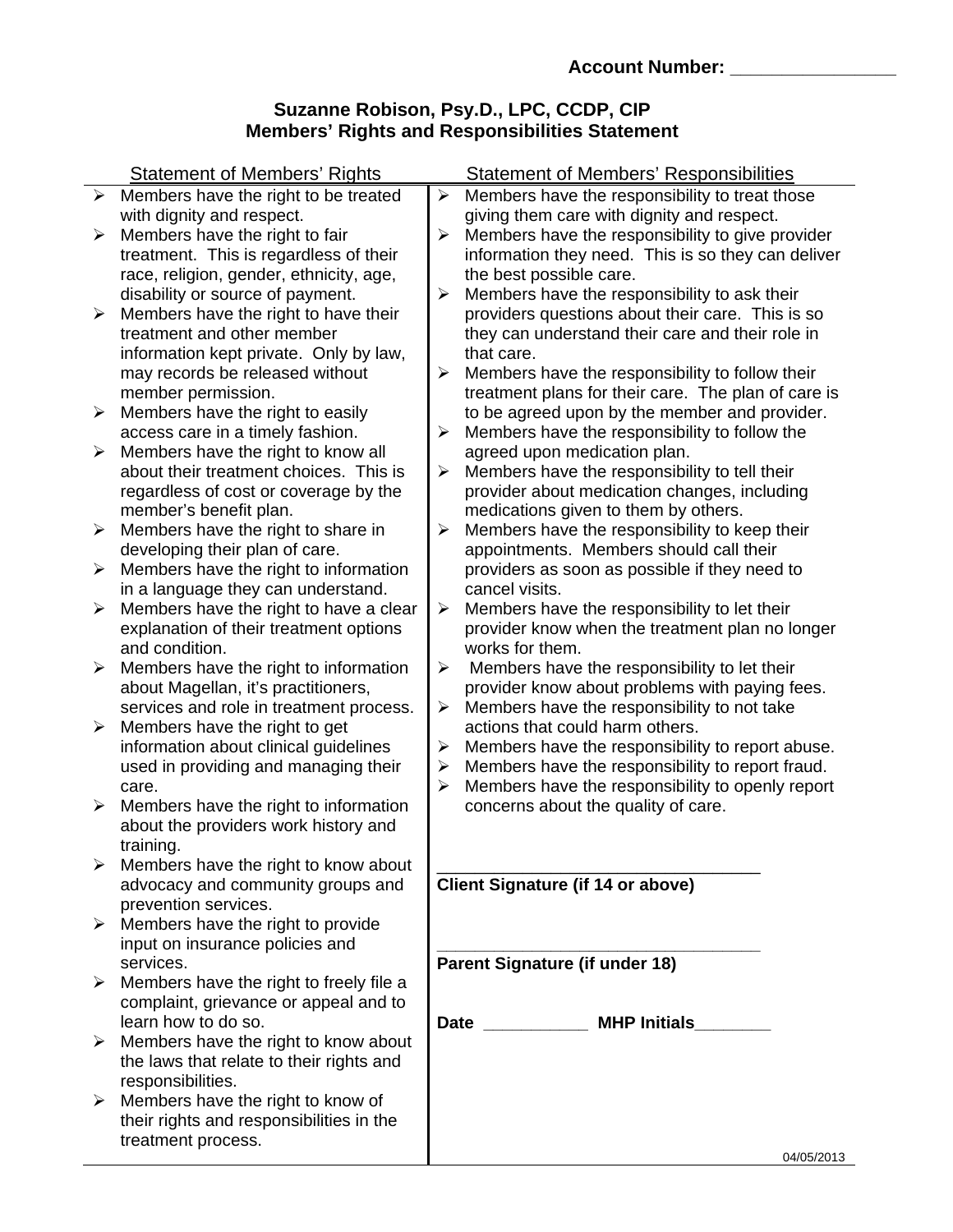**Account Number: ________________**

## Suzanne Robison, Psy.D., LPC, CCDP, CIP
## Members' Rights and Responsibilities Statement

### Statement of Members' Rights

- Members have the right to be treated with dignity and respect.
- Members have the right to fair treatment. This is regardless of their race, religion, gender, ethnicity, age, disability or source of payment.
- Members have the right to have their treatment and other member information kept private. Only by law, may records be released without member permission.
- Members have the right to easily access care in a timely fashion.
- Members have the right to know all about their treatment choices. This is regardless of cost or coverage by the member's benefit plan.
- Members have the right to share in developing their plan of care.
- Members have the right to information in a language they can understand.
- Members have the right to have a clear explanation of their treatment options and condition.
- Members have the right to information about Magellan, it's practitioners, services and role in treatment process.
- Members have the right to get information about clinical guidelines used in providing and managing their care.
- Members have the right to information about the providers work history and training.
- Members have the right to know about advocacy and community groups and prevention services.
- Members have the right to provide input on insurance policies and services.
- Members have the right to freely file a complaint, grievance or appeal and to learn how to do so.
- Members have the right to know about the laws that relate to their rights and responsibilities.
- Members have the right to know of their rights and responsibilities in the treatment process.

### Statement of Members' Responsibilities

- Members have the responsibility to treat those giving them care with dignity and respect.
- Members have the responsibility to give provider information they need. This is so they can deliver the best possible care.
- Members have the responsibility to ask their providers questions about their care. This is so they can understand their care and their role in that care.
- Members have the responsibility to follow their treatment plans for their care. The plan of care is to be agreed upon by the member and provider.
- Members have the responsibility to follow the agreed upon medication plan.
- Members have the responsibility to tell their provider about medication changes, including medications given to them by others.
- Members have the responsibility to keep their appointments. Members should call their providers as soon as possible if they need to cancel visits.
- Members have the responsibility to let their provider know when the treatment plan no longer works for them.
- Members have the responsibility to let their provider know about problems with paying fees.
- Members have the responsibility to not take actions that could harm others.
- Members have the responsibility to report abuse.
- Members have the responsibility to report fraud.
- Members have the responsibility to openly report concerns about the quality of care.

___________________________________
**Client Signature (if 14 or above)**

___________________________________
**Parent Signature (if under 18)**

**Date** ___________ **MHP Initials**________

04/05/2013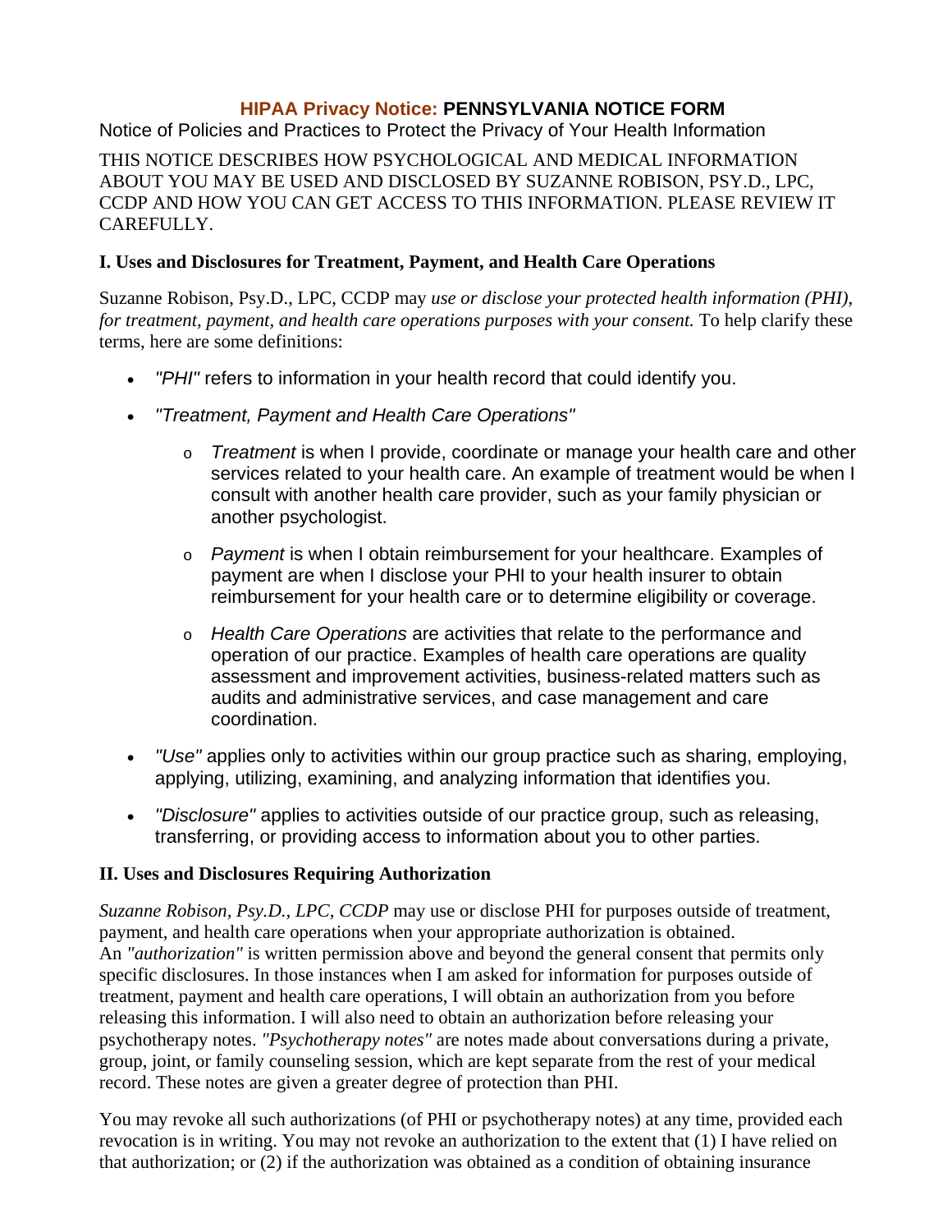## **HIPAA Privacy Notice: PENNSYLVANIA NOTICE FORM**

Notice of Policies and Practices to Protect the Privacy of Your Health Information

THIS NOTICE DESCRIBES HOW PSYCHOLOGICAL AND MEDICAL INFORMATION ABOUT YOU MAY BE USED AND DISCLOSED BY SUZANNE ROBISON, PSY.D., LPC, CCDP AND HOW YOU CAN GET ACCESS TO THIS INFORMATION. PLEASE REVIEW IT CAREFULLY.

### I. Uses and Disclosures for Treatment, Payment, and Health Care Operations

Suzanne Robison, Psy.D., LPC, CCDP may *use or disclose your protected health information (PHI), for treatment, payment, and health care operations purposes with your consent.* To help clarify these terms, here are some definitions:

- *"PHI"* refers to information in your health record that could identify you.
- *"Treatment, Payment and Health Care Operations"*
  - *Treatment* is when I provide, coordinate or manage your health care and other services related to your health care. An example of treatment would be when I consult with another health care provider, such as your family physician or another psychologist.
  - *Payment* is when I obtain reimbursement for your healthcare. Examples of payment are when I disclose your PHI to your health insurer to obtain reimbursement for your health care or to determine eligibility or coverage.
  - *Health Care Operations* are activities that relate to the performance and operation of our practice. Examples of health care operations are quality assessment and improvement activities, business-related matters such as audits and administrative services, and case management and care coordination.
- *"Use"* applies only to activities within our group practice such as sharing, employing, applying, utilizing, examining, and analyzing information that identifies you.
- *"Disclosure"* applies to activities outside of our practice group, such as releasing, transferring, or providing access to information about you to other parties.

### II. Uses and Disclosures Requiring Authorization

*Suzanne Robison, Psy.D., LPC, CCDP* may use or disclose PHI for purposes outside of treatment, payment, and health care operations when your appropriate authorization is obtained. An *"authorization"* is written permission above and beyond the general consent that permits only specific disclosures. In those instances when I am asked for information for purposes outside of treatment, payment and health care operations, I will obtain an authorization from you before releasing this information. I will also need to obtain an authorization before releasing your psychotherapy notes. *"Psychotherapy notes"* are notes made about conversations during a private, group, joint, or family counseling session, which are kept separate from the rest of your medical record. These notes are given a greater degree of protection than PHI.

You may revoke all such authorizations (of PHI or psychotherapy notes) at any time, provided each revocation is in writing. You may not revoke an authorization to the extent that (1) I have relied on that authorization; or (2) if the authorization was obtained as a condition of obtaining insurance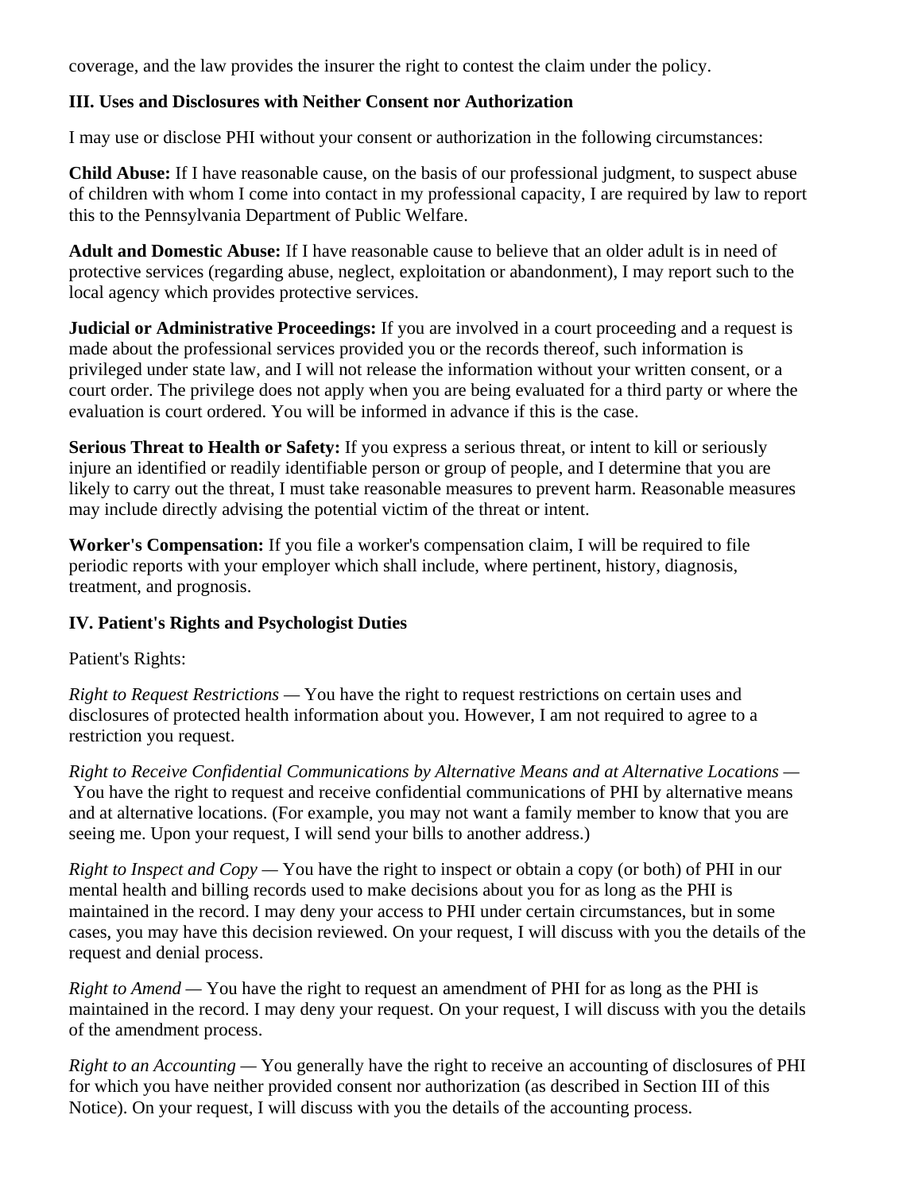coverage, and the law provides the insurer the right to contest the claim under the policy.

**III. Uses and Disclosures with Neither Consent nor Authorization**

I may use or disclose PHI without your consent or authorization in the following circumstances:

**Child Abuse:** If I have reasonable cause, on the basis of our professional judgment, to suspect abuse of children with whom I come into contact in my professional capacity, I are required by law to report this to the Pennsylvania Department of Public Welfare.

**Adult and Domestic Abuse:** If I have reasonable cause to believe that an older adult is in need of protective services (regarding abuse, neglect, exploitation or abandonment), I may report such to the local agency which provides protective services.

**Judicial or Administrative Proceedings:** If you are involved in a court proceeding and a request is made about the professional services provided you or the records thereof, such information is privileged under state law, and I will not release the information without your written consent, or a court order. The privilege does not apply when you are being evaluated for a third party or where the evaluation is court ordered. You will be informed in advance if this is the case.

**Serious Threat to Health or Safety:** If you express a serious threat, or intent to kill or seriously injure an identified or readily identifiable person or group of people, and I determine that you are likely to carry out the threat, I must take reasonable measures to prevent harm. Reasonable measures may include directly advising the potential victim of the threat or intent.

**Worker's Compensation:** If you file a worker's compensation claim, I will be required to file periodic reports with your employer which shall include, where pertinent, history, diagnosis, treatment, and prognosis.

**IV. Patient's Rights and Psychologist Duties**

Patient's Rights:

*Right to Request Restrictions* — You have the right to request restrictions on certain uses and disclosures of protected health information about you. However, I am not required to agree to a restriction you request.

*Right to Receive Confidential Communications by Alternative Means and at Alternative Locations* — You have the right to request and receive confidential communications of PHI by alternative means and at alternative locations. (For example, you may not want a family member to know that you are seeing me. Upon your request, I will send your bills to another address.)

*Right to Inspect and Copy* — You have the right to inspect or obtain a copy (or both) of PHI in our mental health and billing records used to make decisions about you for as long as the PHI is maintained in the record. I may deny your access to PHI under certain circumstances, but in some cases, you may have this decision reviewed. On your request, I will discuss with you the details of the request and denial process.

*Right to Amend* — You have the right to request an amendment of PHI for as long as the PHI is maintained in the record. I may deny your request. On your request, I will discuss with you the details of the amendment process.

*Right to an Accounting* — You generally have the right to receive an accounting of disclosures of PHI for which you have neither provided consent nor authorization (as described in Section III of this Notice). On your request, I will discuss with you the details of the accounting process.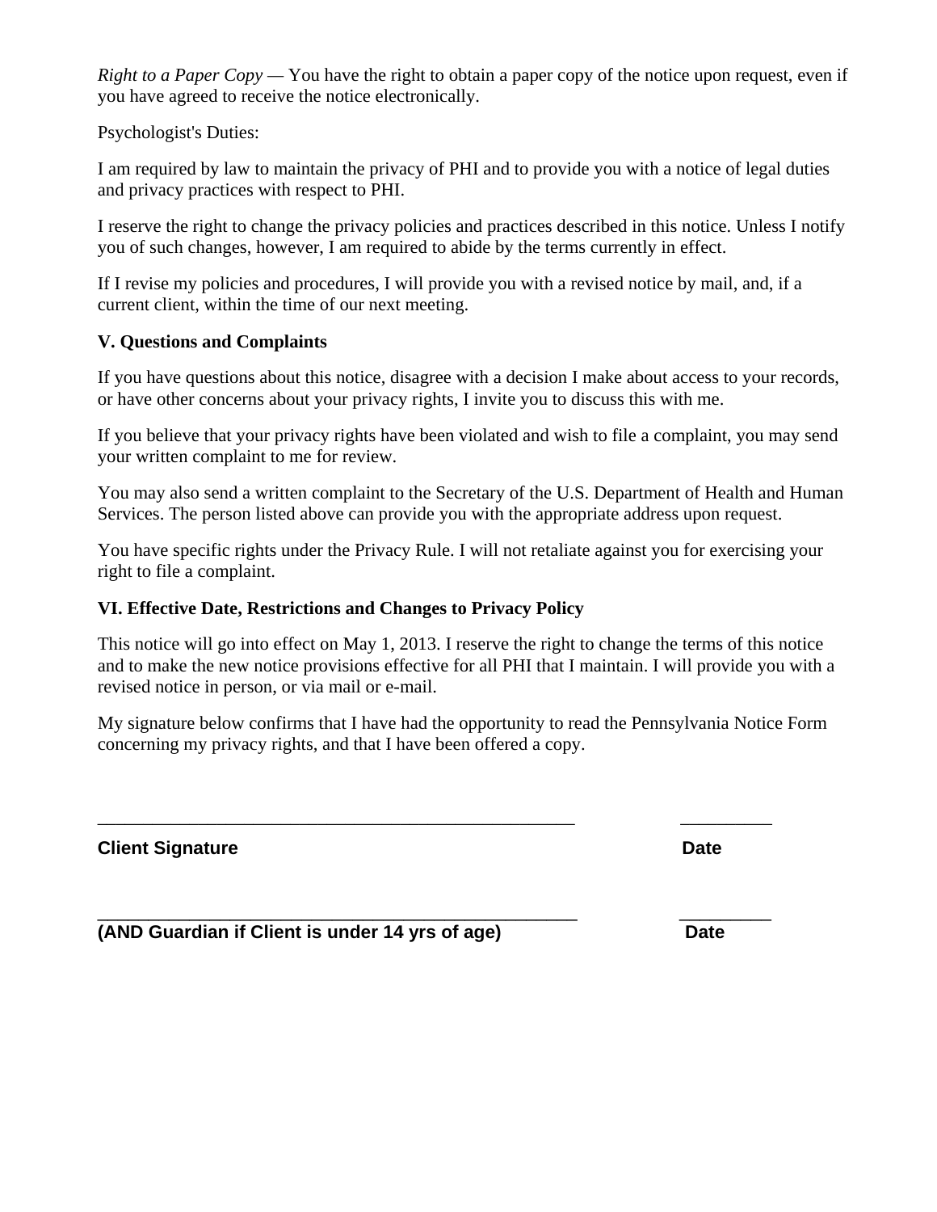*Right to a Paper Copy* — You have the right to obtain a paper copy of the notice upon request, even if you have agreed to receive the notice electronically.

Psychologist's Duties:

I am required by law to maintain the privacy of PHI and to provide you with a notice of legal duties and privacy practices with respect to PHI.

I reserve the right to change the privacy policies and practices described in this notice. Unless I notify you of such changes, however, I am required to abide by the terms currently in effect.

If I revise my policies and procedures, I will provide you with a revised notice by mail, and, if a current client, within the time of our next meeting.

**V. Questions and Complaints**

If you have questions about this notice, disagree with a decision I make about access to your records, or have other concerns about your privacy rights, I invite you to discuss this with me.

If you believe that your privacy rights have been violated and wish to file a complaint, you may send your written complaint to me for review.

You may also send a written complaint to the Secretary of the U.S. Department of Health and Human Services. The person listed above can provide you with the appropriate address upon request.

You have specific rights under the Privacy Rule. I will not retaliate against you for exercising your right to file a complaint.

**VI. Effective Date, Restrictions and Changes to Privacy Policy**

This notice will go into effect on May 1, 2013. I reserve the right to change the terms of this notice and to make the new notice provisions effective for all PHI that I maintain. I will provide you with a revised notice in person, or via mail or e-mail.

My signature below confirms that I have had the opportunity to read the Pennsylvania Notice Form concerning my privacy rights, and that I have been offered a copy.

_____________________________________________________ __________

**Client Signature** **Date**

_____________________________________________________ __________

**(AND Guardian if Client is under 14 yrs of age)** **Date**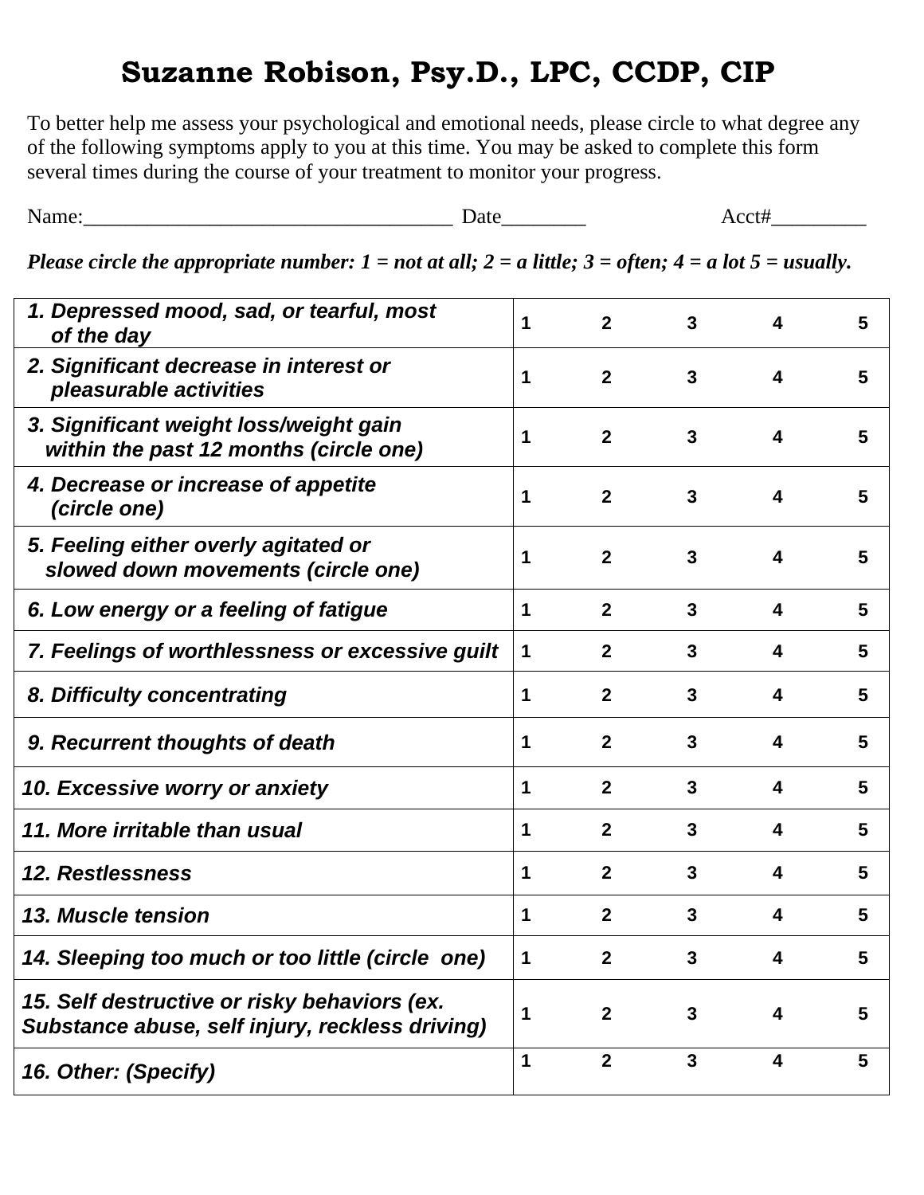# Suzanne Robison, Psy.D., LPC, CCDP, CIP

To better help me assess your psychological and emotional needs, please circle to what degree any of the following symptoms apply to you at this time. You may be asked to complete this form several times during the course of your treatment to monitor your progress.

Name:____________________________________ Date________ Acct#_________

***Please circle the appropriate number: 1 = not at all; 2 = a little; 3 = often; 4 = a lot 5 = usually.***

| | | | | | |
|---|---|---|---|---|---|
| ***1. Depressed mood, sad, or tearful, most of the day*** | **1** | **2** | **3** | **4** | **5** |
| ***2. Significant decrease in interest or pleasurable activities*** | **1** | **2** | **3** | **4** | **5** |
| ***3. Significant weight loss/weight gain within the past 12 months (circle one)*** | **1** | **2** | **3** | **4** | **5** |
| ***4. Decrease or increase of appetite (circle one)*** | **1** | **2** | **3** | **4** | **5** |
| ***5. Feeling either overly agitated or slowed down movements (circle one)*** | **1** | **2** | **3** | **4** | **5** |
| ***6. Low energy or a feeling of fatigue*** | **1** | **2** | **3** | **4** | **5** |
| ***7. Feelings of worthlessness or excessive guilt*** | **1** | **2** | **3** | **4** | **5** |
| ***8. Difficulty concentrating*** | **1** | **2** | **3** | **4** | **5** |
| ***9. Recurrent thoughts of death*** | **1** | **2** | **3** | **4** | **5** |
| ***10. Excessive worry or anxiety*** | **1** | **2** | **3** | **4** | **5** |
| ***11. More irritable than usual*** | **1** | **2** | **3** | **4** | **5** |
| ***12. Restlessness*** | **1** | **2** | **3** | **4** | **5** |
| ***13. Muscle tension*** | **1** | **2** | **3** | **4** | **5** |
| ***14. Sleeping too much or too little (circle one)*** | **1** | **2** | **3** | **4** | **5** |
| ***15. Self destructive or risky behaviors (ex. Substance abuse, self injury, reckless driving)*** | **1** | **2** | **3** | **4** | **5** |
| ***16. Other: (Specify)*** | **1** | **2** | **3** | **4** | **5** |